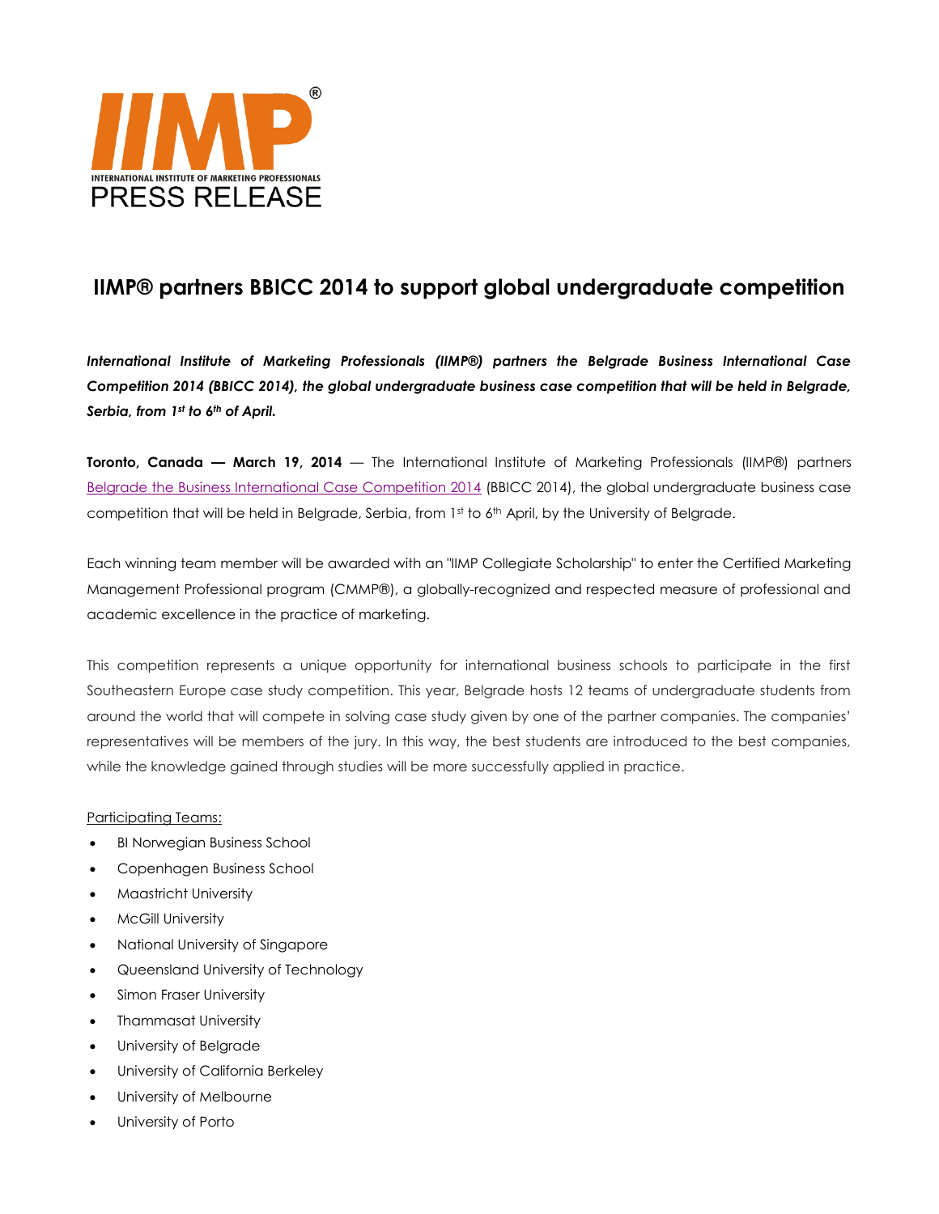IIMP®

INTERNATIONAL INSTITUTE OF MARKETING PROFESSIONALS

PRESS RELEASE

# IIMP® partners BBICC 2014 to support global undergraduate competition

***International Institute of Marketing Professionals (IIMP®) partners the Belgrade Business International Case Competition 2014 (BBICC 2014), the global undergraduate business case competition that will be held in Belgrade, Serbia, from 1st to 6th of April.***

**Toronto, Canada — March 19, 2014** — The International Institute of Marketing Professionals (IIMP®) partners Belgrade the Business International Case Competition 2014 (BBICC 2014), the global undergraduate business case competition that will be held in Belgrade, Serbia, from 1st to 6th April, by the University of Belgrade.

Each winning team member will be awarded with an "IIMP Collegiate Scholarship" to enter the Certified Marketing Management Professional program (CMMP®), a globally-recognized and respected measure of professional and academic excellence in the practice of marketing.

This competition represents a unique opportunity for international business schools to participate in the first Southeastern Europe case study competition. This year, Belgrade hosts 12 teams of undergraduate students from around the world that will compete in solving case study given by one of the partner companies. The companies' representatives will be members of the jury. In this way, the best students are introduced to the best companies, while the knowledge gained through studies will be more successfully applied in practice.

Participating Teams:

- BI Norwegian Business School
- Copenhagen Business School
- Maastricht University
- McGill University
- National University of Singapore
- Queensland University of Technology
- Simon Fraser University
- Thammasat University
- University of Belgrade
- University of California Berkeley
- University of Melbourne
- University of Porto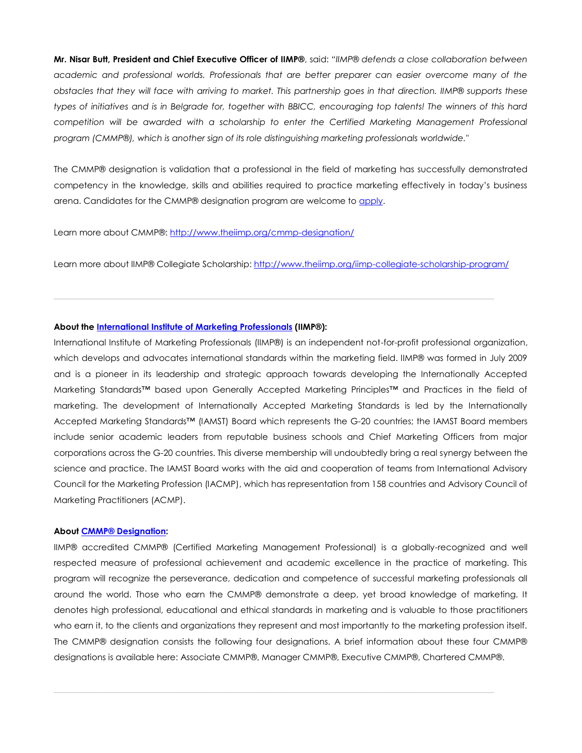**Mr. Nisar Butt, President and Chief Executive Officer of IIMP®**, said: *"IIMP® defends a close collaboration between academic and professional worlds. Professionals that are better preparer can easier overcome many of the obstacles that they will face with arriving to market. This partnership goes in that direction. IIMP® supports these types of initiatives and is in Belgrade for, together with BBICC, encouraging top talents! The winners of this hard competition will be awarded with a scholarship to enter the Certified Marketing Management Professional program (CMMP®), which is another sign of its role distinguishing marketing professionals worldwide."*

The CMMP® designation is validation that a professional in the field of marketing has successfully demonstrated competency in the knowledge, skills and abilities required to practice marketing effectively in today's business arena. Candidates for the CMMP® designation program are welcome to apply.

Learn more about CMMP®: http://www.theiimp.org/cmmp-designation/

Learn more about IIMP® Collegiate Scholarship: http://www.theiimp.org/iimp-collegiate-scholarship-program/

---

**About the International Institute of Marketing Professionals (IIMP®):**

International Institute of Marketing Professionals (IIMP®) is an independent not-for-profit professional organization, which develops and advocates international standards within the marketing field. IIMP® was formed in July 2009 and is a pioneer in its leadership and strategic approach towards developing the Internationally Accepted Marketing Standards™ based upon Generally Accepted Marketing Principles™ and Practices in the field of marketing. The development of Internationally Accepted Marketing Standards is led by the Internationally Accepted Marketing Standards™ (IAMST) Board which represents the G-20 countries; the IAMST Board members include senior academic leaders from reputable business schools and Chief Marketing Officers from major corporations across the G-20 countries. This diverse membership will undoubtedly bring a real synergy between the science and practice. The IAMST Board works with the aid and cooperation of teams from International Advisory Council for the Marketing Profession (IACMP), which has representation from 158 countries and Advisory Council of Marketing Practitioners (ACMP).

**About CMMP® Designation:**

IIMP® accredited CMMP® (Certified Marketing Management Professional) is a globally-recognized and well respected measure of professional achievement and academic excellence in the practice of marketing. This program will recognize the perseverance, dedication and competence of successful marketing professionals all around the world. Those who earn the CMMP® demonstrate a deep, yet broad knowledge of marketing. It denotes high professional, educational and ethical standards in marketing and is valuable to those practitioners who earn it, to the clients and organizations they represent and most importantly to the marketing profession itself. The CMMP® designation consists the following four designations. A brief information about these four CMMP® designations is available here: Associate CMMP®, Manager CMMP®, Executive CMMP®, Chartered CMMP®.

---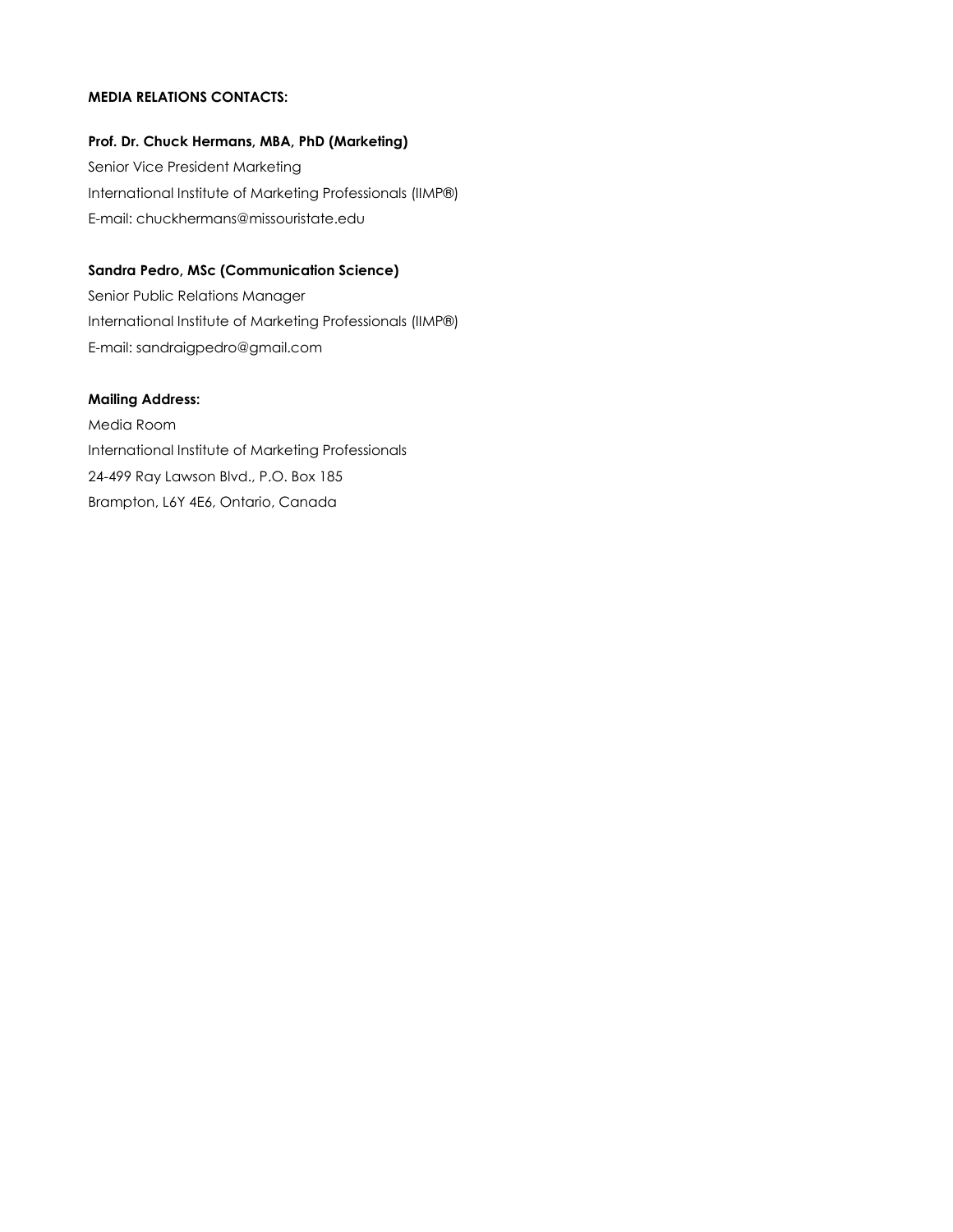**MEDIA RELATIONS CONTACTS:**

**Prof. Dr. Chuck Hermans, MBA, PhD (Marketing)**
Senior Vice President Marketing
International Institute of Marketing Professionals (IIMP®)
E-mail: chuckhermans@missouristate.edu

**Sandra Pedro, MSc (Communication Science)**
Senior Public Relations Manager
International Institute of Marketing Professionals (IIMP®)
E-mail: sandraigpedro@gmail.com

**Mailing Address:**
Media Room
International Institute of Marketing Professionals
24-499 Ray Lawson Blvd., P.O. Box 185
Brampton, L6Y 4E6, Ontario, Canada